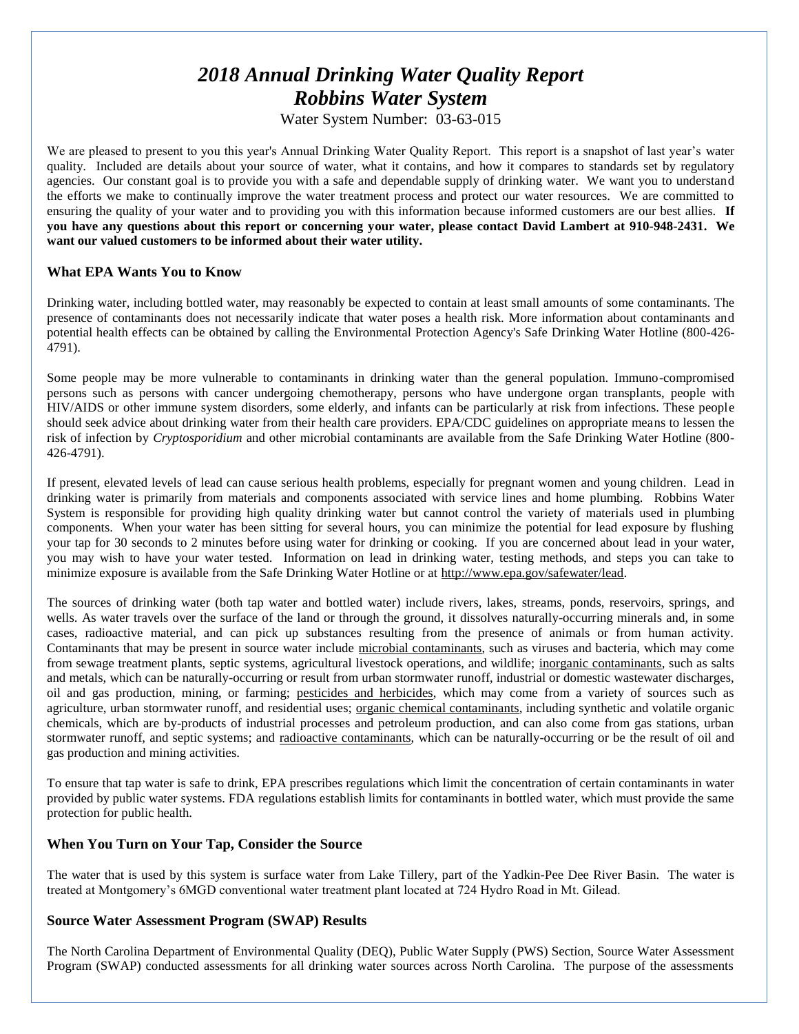# *2018 Annual Drinking Water Quality Report*
# *Robbins Water System*

Water System Number: 03-63-015

We are pleased to present to you this year's Annual Drinking Water Quality Report. This report is a snapshot of last year's water quality. Included are details about your source of water, what it contains, and how it compares to standards set by regulatory agencies. Our constant goal is to provide you with a safe and dependable supply of drinking water. We want you to understand the efforts we make to continually improve the water treatment process and protect our water resources. We are committed to ensuring the quality of your water and to providing you with this information because informed customers are our best allies. **If you have any questions about this report or concerning your water, please contact David Lambert at 910-948-2431. We want our valued customers to be informed about their water utility.**

### What EPA Wants You to Know

Drinking water, including bottled water, may reasonably be expected to contain at least small amounts of some contaminants. The presence of contaminants does not necessarily indicate that water poses a health risk. More information about contaminants and potential health effects can be obtained by calling the Environmental Protection Agency's Safe Drinking Water Hotline (800-426-4791).

Some people may be more vulnerable to contaminants in drinking water than the general population. Immuno-compromised persons such as persons with cancer undergoing chemotherapy, persons who have undergone organ transplants, people with HIV/AIDS or other immune system disorders, some elderly, and infants can be particularly at risk from infections. These people should seek advice about drinking water from their health care providers. EPA/CDC guidelines on appropriate means to lessen the risk of infection by *Cryptosporidium* and other microbial contaminants are available from the Safe Drinking Water Hotline (800-426-4791).

If present, elevated levels of lead can cause serious health problems, especially for pregnant women and young children. Lead in drinking water is primarily from materials and components associated with service lines and home plumbing. Robbins Water System is responsible for providing high quality drinking water but cannot control the variety of materials used in plumbing components. When your water has been sitting for several hours, you can minimize the potential for lead exposure by flushing your tap for 30 seconds to 2 minutes before using water for drinking or cooking. If you are concerned about lead in your water, you may wish to have your water tested. Information on lead in drinking water, testing methods, and steps you can take to minimize exposure is available from the Safe Drinking Water Hotline or at http://www.epa.gov/safewater/lead.

The sources of drinking water (both tap water and bottled water) include rivers, lakes, streams, ponds, reservoirs, springs, and wells. As water travels over the surface of the land or through the ground, it dissolves naturally-occurring minerals and, in some cases, radioactive material, and can pick up substances resulting from the presence of animals or from human activity. Contaminants that may be present in source water include microbial contaminants, such as viruses and bacteria, which may come from sewage treatment plants, septic systems, agricultural livestock operations, and wildlife; inorganic contaminants, such as salts and metals, which can be naturally-occurring or result from urban stormwater runoff, industrial or domestic wastewater discharges, oil and gas production, mining, or farming; pesticides and herbicides, which may come from a variety of sources such as agriculture, urban stormwater runoff, and residential uses; organic chemical contaminants, including synthetic and volatile organic chemicals, which are by-products of industrial processes and petroleum production, and can also come from gas stations, urban stormwater runoff, and septic systems; and radioactive contaminants, which can be naturally-occurring or be the result of oil and gas production and mining activities.

To ensure that tap water is safe to drink, EPA prescribes regulations which limit the concentration of certain contaminants in water provided by public water systems. FDA regulations establish limits for contaminants in bottled water, which must provide the same protection for public health.

### When You Turn on Your Tap, Consider the Source

The water that is used by this system is surface water from Lake Tillery, part of the Yadkin-Pee Dee River Basin. The water is treated at Montgomery's 6MGD conventional water treatment plant located at 724 Hydro Road in Mt. Gilead.

### Source Water Assessment Program (SWAP) Results

The North Carolina Department of Environmental Quality (DEQ), Public Water Supply (PWS) Section, Source Water Assessment Program (SWAP) conducted assessments for all drinking water sources across North Carolina. The purpose of the assessments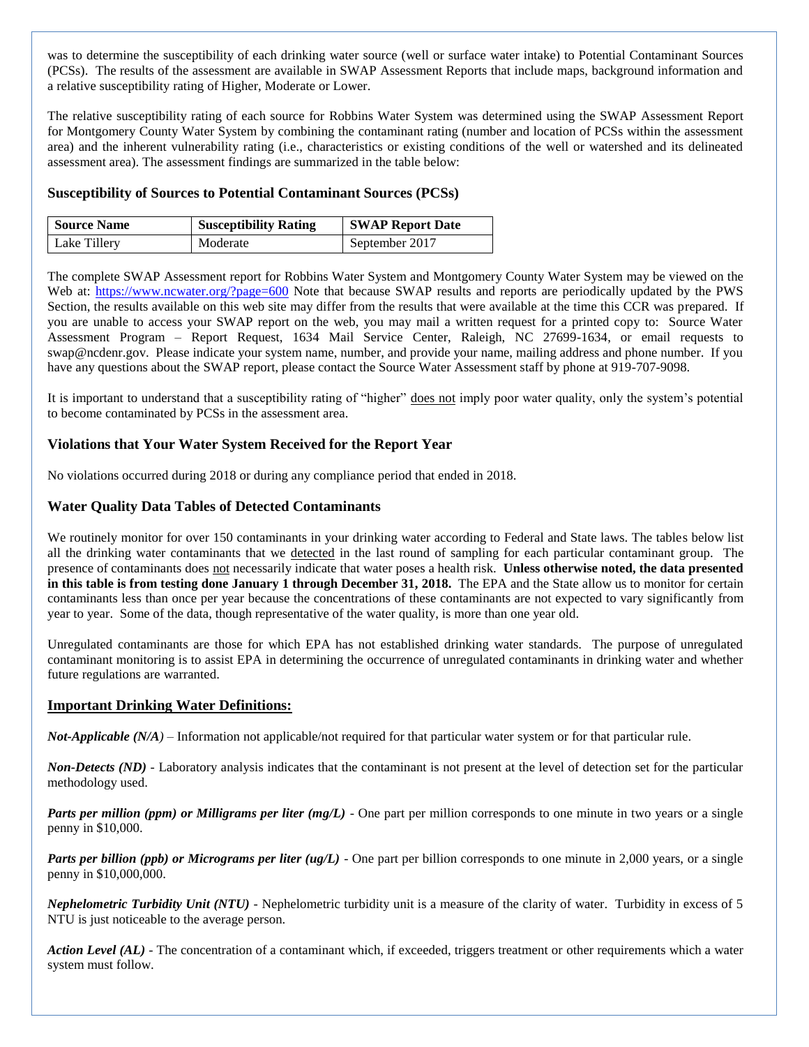was to determine the susceptibility of each drinking water source (well or surface water intake) to Potential Contaminant Sources (PCSs). The results of the assessment are available in SWAP Assessment Reports that include maps, background information and a relative susceptibility rating of Higher, Moderate or Lower.

The relative susceptibility rating of each source for Robbins Water System was determined using the SWAP Assessment Report for Montgomery County Water System by combining the contaminant rating (number and location of PCSs within the assessment area) and the inherent vulnerability rating (i.e., characteristics or existing conditions of the well or watershed and its delineated assessment area). The assessment findings are summarized in the table below:

### Susceptibility of Sources to Potential Contaminant Sources (PCSs)

| Source Name | Susceptibility Rating | SWAP Report Date |
|---|---|---|
| Lake Tillery | Moderate | September 2017 |

The complete SWAP Assessment report for Robbins Water System and Montgomery County Water System may be viewed on the Web at: https://www.ncwater.org/?page=600 Note that because SWAP results and reports are periodically updated by the PWS Section, the results available on this web site may differ from the results that were available at the time this CCR was prepared. If you are unable to access your SWAP report on the web, you may mail a written request for a printed copy to: Source Water Assessment Program – Report Request, 1634 Mail Service Center, Raleigh, NC 27699-1634, or email requests to swap@ncdenr.gov. Please indicate your system name, number, and provide your name, mailing address and phone number. If you have any questions about the SWAP report, please contact the Source Water Assessment staff by phone at 919-707-9098.

It is important to understand that a susceptibility rating of "higher" does not imply poor water quality, only the system's potential to become contaminated by PCSs in the assessment area.

### Violations that Your Water System Received for the Report Year

No violations occurred during 2018 or during any compliance period that ended in 2018.

### Water Quality Data Tables of Detected Contaminants

We routinely monitor for over 150 contaminants in your drinking water according to Federal and State laws. The tables below list all the drinking water contaminants that we detected in the last round of sampling for each particular contaminant group. The presence of contaminants does not necessarily indicate that water poses a health risk. **Unless otherwise noted, the data presented in this table is from testing done January 1 through December 31, 2018.** The EPA and the State allow us to monitor for certain contaminants less than once per year because the concentrations of these contaminants are not expected to vary significantly from year to year. Some of the data, though representative of the water quality, is more than one year old.

Unregulated contaminants are those for which EPA has not established drinking water standards. The purpose of unregulated contaminant monitoring is to assist EPA in determining the occurrence of unregulated contaminants in drinking water and whether future regulations are warranted.

### Important Drinking Water Definitions:

***Not-Applicable (N/A)*** – Information not applicable/not required for that particular water system or for that particular rule.

***Non-Detects (ND)*** - Laboratory analysis indicates that the contaminant is not present at the level of detection set for the particular methodology used.

***Parts per million (ppm) or Milligrams per liter (mg/L)*** - One part per million corresponds to one minute in two years or a single penny in $10,000.

***Parts per billion (ppb) or Micrograms per liter (ug/L)*** - One part per billion corresponds to one minute in 2,000 years, or a single penny in $10,000,000.

***Nephelometric Turbidity Unit (NTU)*** - Nephelometric turbidity unit is a measure of the clarity of water. Turbidity in excess of 5 NTU is just noticeable to the average person.

***Action Level (AL)*** - The concentration of a contaminant which, if exceeded, triggers treatment or other requirements which a water system must follow.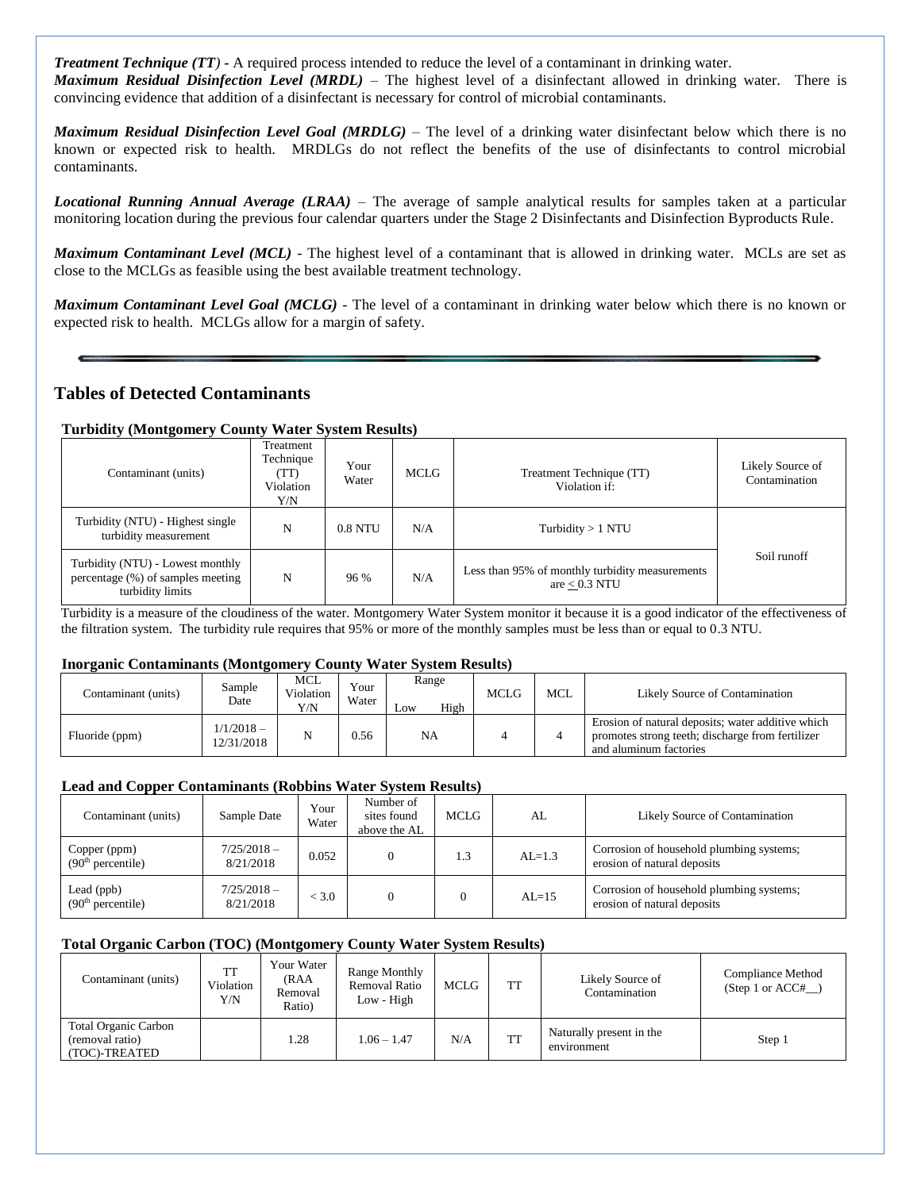***Treatment Technique (TT)*** - A required process intended to reduce the level of a contaminant in drinking water.
***Maximum Residual Disinfection Level (MRDL)*** – The highest level of a disinfectant allowed in drinking water. There is convincing evidence that addition of a disinfectant is necessary for control of microbial contaminants.

***Maximum Residual Disinfection Level Goal (MRDLG)*** – The level of a drinking water disinfectant below which there is no known or expected risk to health. MRDLGs do not reflect the benefits of the use of disinfectants to control microbial contaminants.

***Locational Running Annual Average (LRAA)*** – The average of sample analytical results for samples taken at a particular monitoring location during the previous four calendar quarters under the Stage 2 Disinfectants and Disinfection Byproducts Rule.

***Maximum Contaminant Level (MCL)*** - The highest level of a contaminant that is allowed in drinking water. MCLs are set as close to the MCLGs as feasible using the best available treatment technology.

***Maximum Contaminant Level Goal (MCLG)*** - The level of a contaminant in drinking water below which there is no known or expected risk to health. MCLGs allow for a margin of safety.

## Tables of Detected Contaminants

**Turbidity (Montgomery County Water System Results)**

| Contaminant (units) | Treatment Technique (TT) Violation Y/N | Your Water | MCLG | Treatment Technique (TT) Violation if: | Likely Source of Contamination |
|---|---|---|---|---|---|
| Turbidity (NTU) - Highest single turbidity measurement | N | 0.8 NTU | N/A | Turbidity > 1 NTU | Soil runoff |
| Turbidity (NTU) - Lowest monthly percentage (%) of samples meeting turbidity limits | N | 96 % | N/A | Less than 95% of monthly turbidity measurements are $\leq$ 0.3 NTU | |

Turbidity is a measure of the cloudiness of the water. Montgomery Water System monitor it because it is a good indicator of the effectiveness of the filtration system. The turbidity rule requires that 95% or more of the monthly samples must be less than or equal to 0.3 NTU.

**Inorganic Contaminants (Montgomery County Water System Results)**

| Contaminant (units) | Sample Date | MCL Violation Y/N | Your Water | Range Low | Range High | MCLG | MCL | Likely Source of Contamination |
|---|---|---|---|---|---|---|---|---|
| Fluoride (ppm) | 1/1/2018 – 12/31/2018 | N | 0.56 | NA | | 4 | 4 | Erosion of natural deposits; water additive which promotes strong teeth; discharge from fertilizer and aluminum factories |

**Lead and Copper Contaminants (Robbins Water System Results)**

| Contaminant (units) | Sample Date | Your Water | Number of sites found above the AL | MCLG | AL | Likely Source of Contamination |
|---|---|---|---|---|---|---|
| Copper (ppm) (90th percentile) | 7/25/2018 – 8/21/2018 | 0.052 | 0 | 1.3 | AL=1.3 | Corrosion of household plumbing systems; erosion of natural deposits |
| Lead (ppb) (90th percentile) | 7/25/2018 – 8/21/2018 | < 3.0 | 0 | 0 | AL=15 | Corrosion of household plumbing systems; erosion of natural deposits |

**Total Organic Carbon (TOC) (Montgomery County Water System Results)**

| Contaminant (units) | TT Violation Y/N | Your Water (RAA Removal Ratio) | Range Monthly Removal Ratio Low - High | MCLG | TT | Likely Source of Contamination | Compliance Method (Step 1 or ACC#__) |
|---|---|---|---|---|---|---|---|
| Total Organic Carbon (removal ratio) (TOC)-TREATED | | 1.28 | 1.06 – 1.47 | N/A | TT | Naturally present in the environment | Step 1 |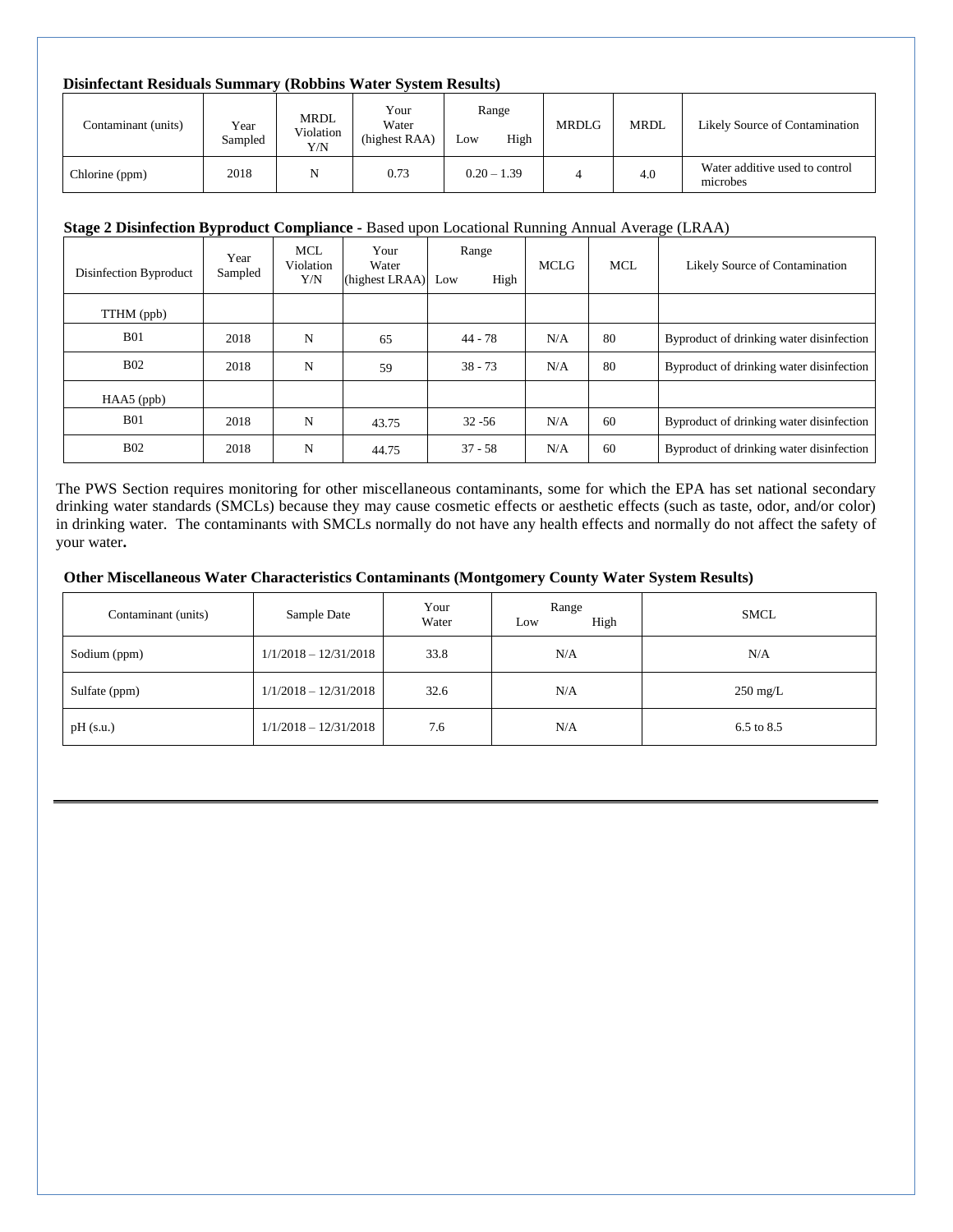**Disinfectant Residuals Summary (Robbins Water System Results)**

| Contaminant (units) | Year Sampled | MRDL Violation Y/N | Your Water (highest RAA) | Range Low High | MRDLG | MRDL | Likely Source of Contamination |
|---|---|---|---|---|---|---|---|
| Chlorine (ppm) | 2018 | N | 0.73 | 0.20 – 1.39 | 4 | 4.0 | Water additive used to control microbes |

**Stage 2 Disinfection Byproduct Compliance -** Based upon Locational Running Annual Average (LRAA)

| Disinfection Byproduct | Year Sampled | MCL Violation Y/N | Your Water (highest LRAA) | Range Low High | MCLG | MCL | Likely Source of Contamination |
|---|---|---|---|---|---|---|---|
| TTHM (ppb) | | | | | | | |
| B01 | 2018 | N | 65 | 44 - 78 | N/A | 80 | Byproduct of drinking water disinfection |
| B02 | 2018 | N | 59 | 38 - 73 | N/A | 80 | Byproduct of drinking water disinfection |
| HAA5 (ppb) | | | | | | | |
| B01 | 2018 | N | 43.75 | 32 -56 | N/A | 60 | Byproduct of drinking water disinfection |
| B02 | 2018 | N | 44.75 | 37 - 58 | N/A | 60 | Byproduct of drinking water disinfection |

The PWS Section requires monitoring for other miscellaneous contaminants, some for which the EPA has set national secondary drinking water standards (SMCLs) because they may cause cosmetic effects or aesthetic effects (such as taste, odor, and/or color) in drinking water. The contaminants with SMCLs normally do not have any health effects and normally do not affect the safety of your water**.**

**Other Miscellaneous Water Characteristics Contaminants (Montgomery County Water System Results)**

| Contaminant (units) | Sample Date | Your Water | Range Low High | SMCL |
|---|---|---|---|---|
| Sodium (ppm) | 1/1/2018 – 12/31/2018 | 33.8 | N/A | N/A |
| Sulfate (ppm) | 1/1/2018 – 12/31/2018 | 32.6 | N/A | 250 mg/L |
| pH (s.u.) | 1/1/2018 – 12/31/2018 | 7.6 | N/A | 6.5 to 8.5 |